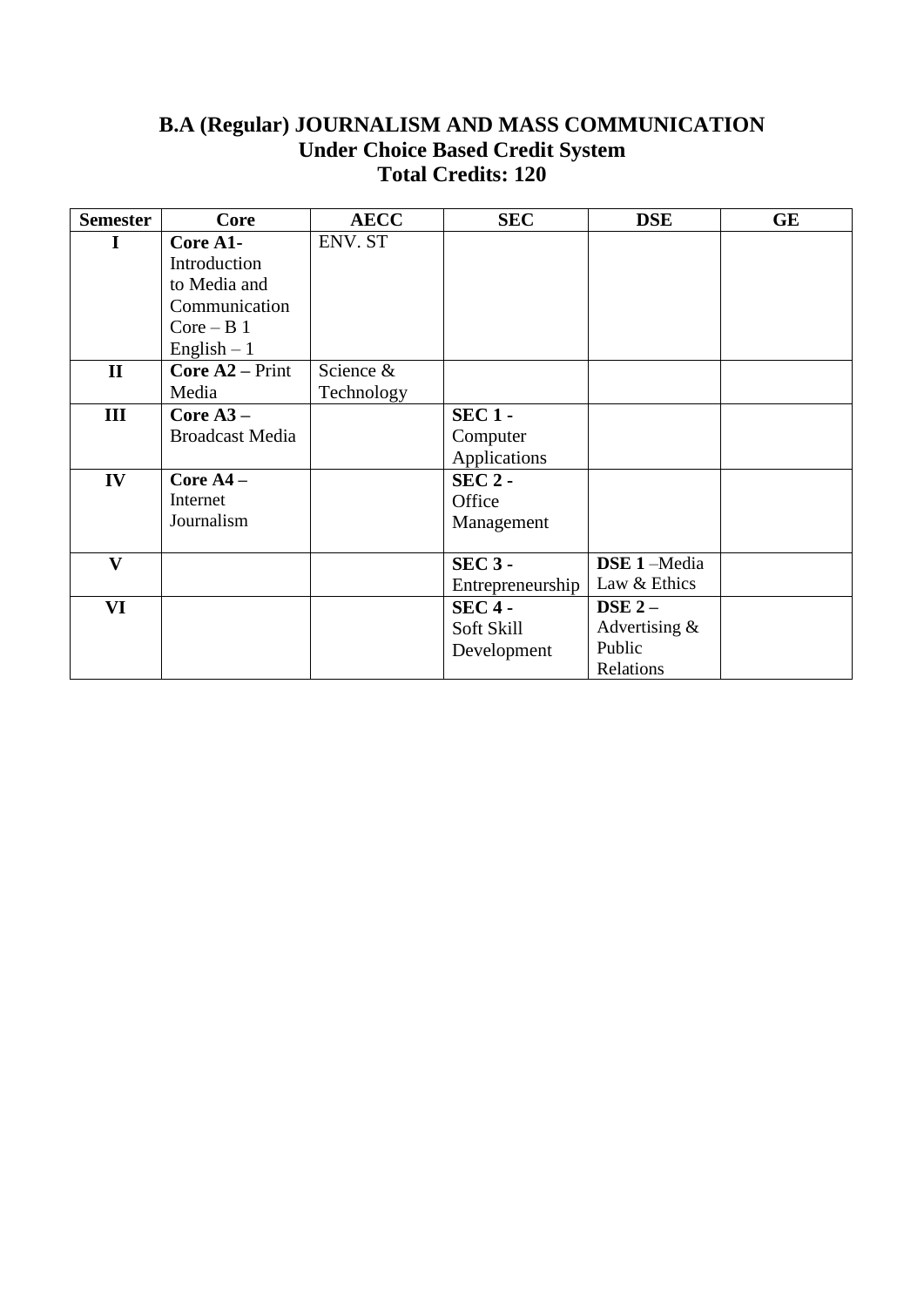# B.A (Regular) JOURNALISM AND MASS COMMUNICATION
## Under Choice Based Credit System
## Total Credits: 120

| Semester | Core | AECC | SEC | DSE | GE |
|---|---|---|---|---|---|
| I | **Core A1-** Introduction to Media and Communication<br>Core – B 1<br>English – 1 | ENV. ST | | | |
| II | **Core A2 –** Print Media | Science & Technology | | | |
| III | **Core A3 –** Broadcast Media | | **SEC 1 -** Computer Applications | | |
| IV | **Core A4 –** Internet Journalism | | **SEC 2 -** Office Management | | |
| V | | | **SEC 3 -** Entrepreneurship | **DSE 1** –Media Law & Ethics | |
| VI | | | **SEC 4 -** Soft Skill Development | **DSE 2 –** Advertising & Public Relations | |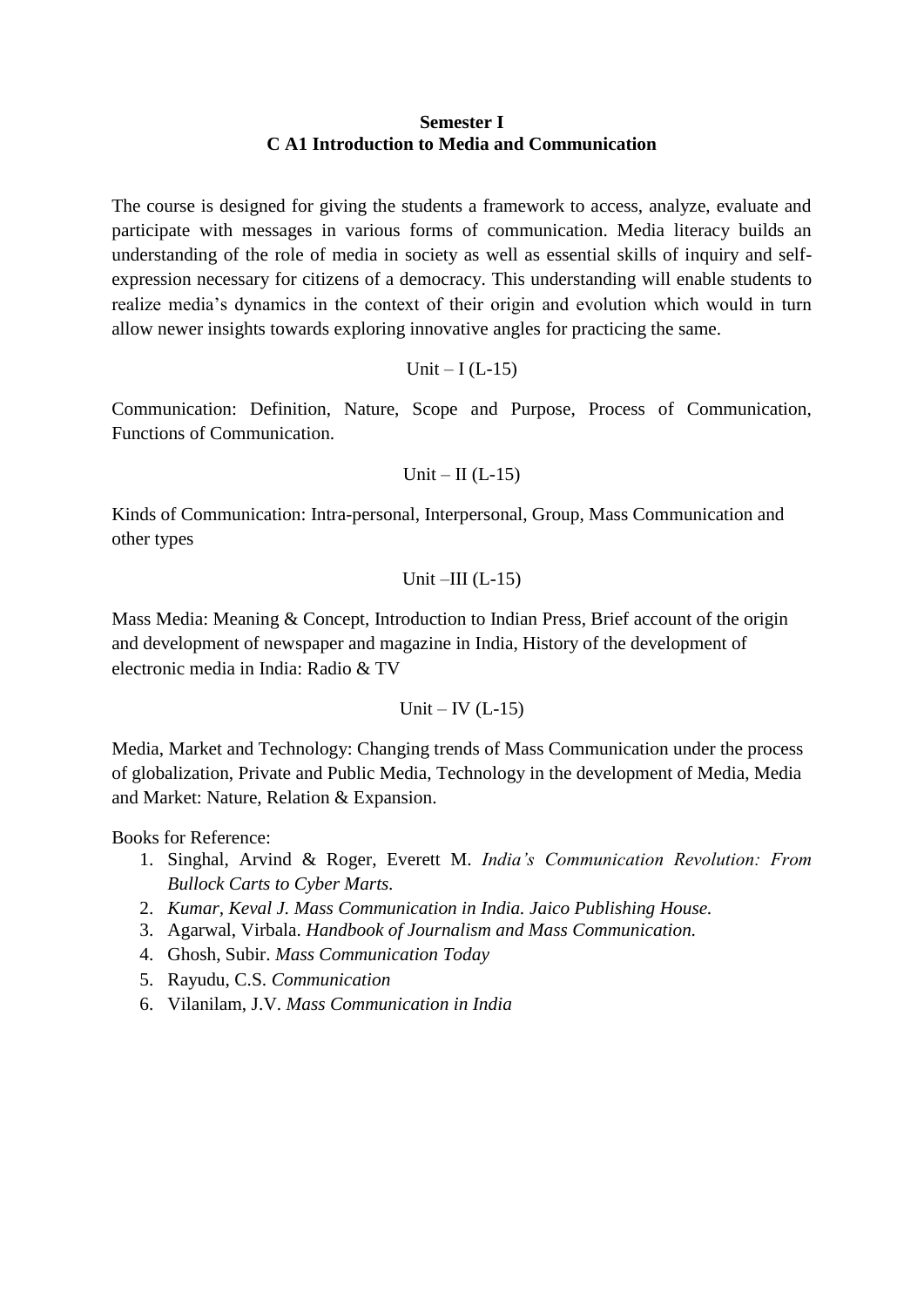**Semester I**
**C A1 Introduction to Media and Communication**

The course is designed for giving the students a framework to access, analyze, evaluate and participate with messages in various forms of communication. Media literacy builds an understanding of the role of media in society as well as essential skills of inquiry and self-expression necessary for citizens of a democracy. This understanding will enable students to realize media's dynamics in the context of their origin and evolution which would in turn allow newer insights towards exploring innovative angles for practicing the same.

Unit – I (L-15)

Communication: Definition, Nature, Scope and Purpose, Process of Communication, Functions of Communication.

Unit – II (L-15)

Kinds of Communication: Intra-personal, Interpersonal, Group, Mass Communication and other types

Unit –III (L-15)

Mass Media: Meaning & Concept, Introduction to Indian Press, Brief account of the origin and development of newspaper and magazine in India, History of the development of electronic media in India: Radio & TV

Unit – IV (L-15)

Media, Market and Technology: Changing trends of Mass Communication under the process of globalization, Private and Public Media, Technology in the development of Media, Media and Market: Nature, Relation & Expansion.

Books for Reference:

1. Singhal, Arvind & Roger, Everett M. *India's Communication Revolution: From Bullock Carts to Cyber Marts.*
2. *Kumar, Keval J. Mass Communication in India. Jaico Publishing House.*
3. Agarwal, Virbala. *Handbook of Journalism and Mass Communication.*
4. Ghosh, Subir. *Mass Communication Today*
5. Rayudu, C.S. *Communication*
6. Vilanilam, J.V. *Mass Communication in India*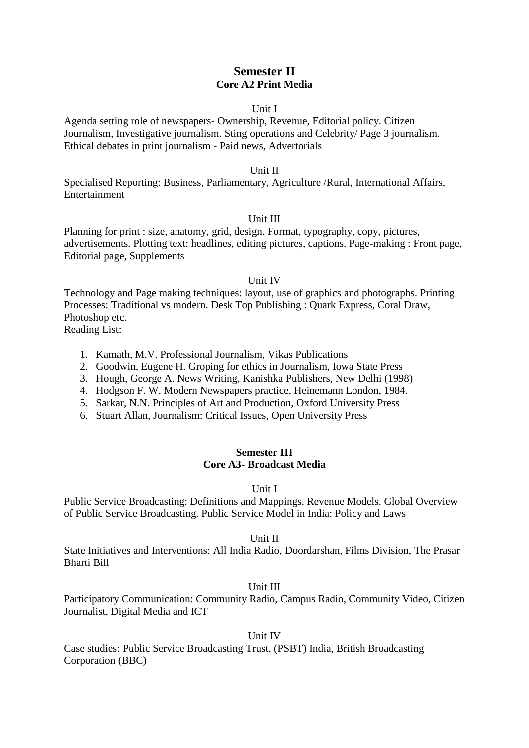## Semester II

### Core A2 Print Media

Unit I

Agenda setting role of newspapers- Ownership, Revenue, Editorial policy. Citizen Journalism, Investigative journalism. Sting operations and Celebrity/ Page 3 journalism. Ethical debates in print journalism - Paid news, Advertorials

Unit II

Specialised Reporting: Business, Parliamentary, Agriculture /Rural, International Affairs, Entertainment

Unit III

Planning for print : size, anatomy, grid, design. Format, typography, copy, pictures, advertisements. Plotting text: headlines, editing pictures, captions. Page-making : Front page, Editorial page, Supplements

Unit IV

Technology and Page making techniques: layout, use of graphics and photographs. Printing Processes: Traditional vs modern. Desk Top Publishing : Quark Express, Coral Draw, Photoshop etc.

Reading List:

1. Kamath, M.V. Professional Journalism, Vikas Publications
2. Goodwin, Eugene H. Groping for ethics in Journalism, Iowa State Press
3. Hough, George A. News Writing, Kanishka Publishers, New Delhi (1998)
4. Hodgson F. W. Modern Newspapers practice, Heinemann London, 1984.
5. Sarkar, N.N. Principles of Art and Production, Oxford University Press
6. Stuart Allan, Journalism: Critical Issues, Open University Press

## Semester III

### Core A3- Broadcast Media

Unit I

Public Service Broadcasting: Definitions and Mappings. Revenue Models. Global Overview of Public Service Broadcasting. Public Service Model in India: Policy and Laws

Unit II

State Initiatives and Interventions: All India Radio, Doordarshan, Films Division, The Prasar Bharti Bill

Unit III

Participatory Communication: Community Radio, Campus Radio, Community Video, Citizen Journalist, Digital Media and ICT

Unit IV

Case studies: Public Service Broadcasting Trust, (PSBT) India, British Broadcasting Corporation (BBC)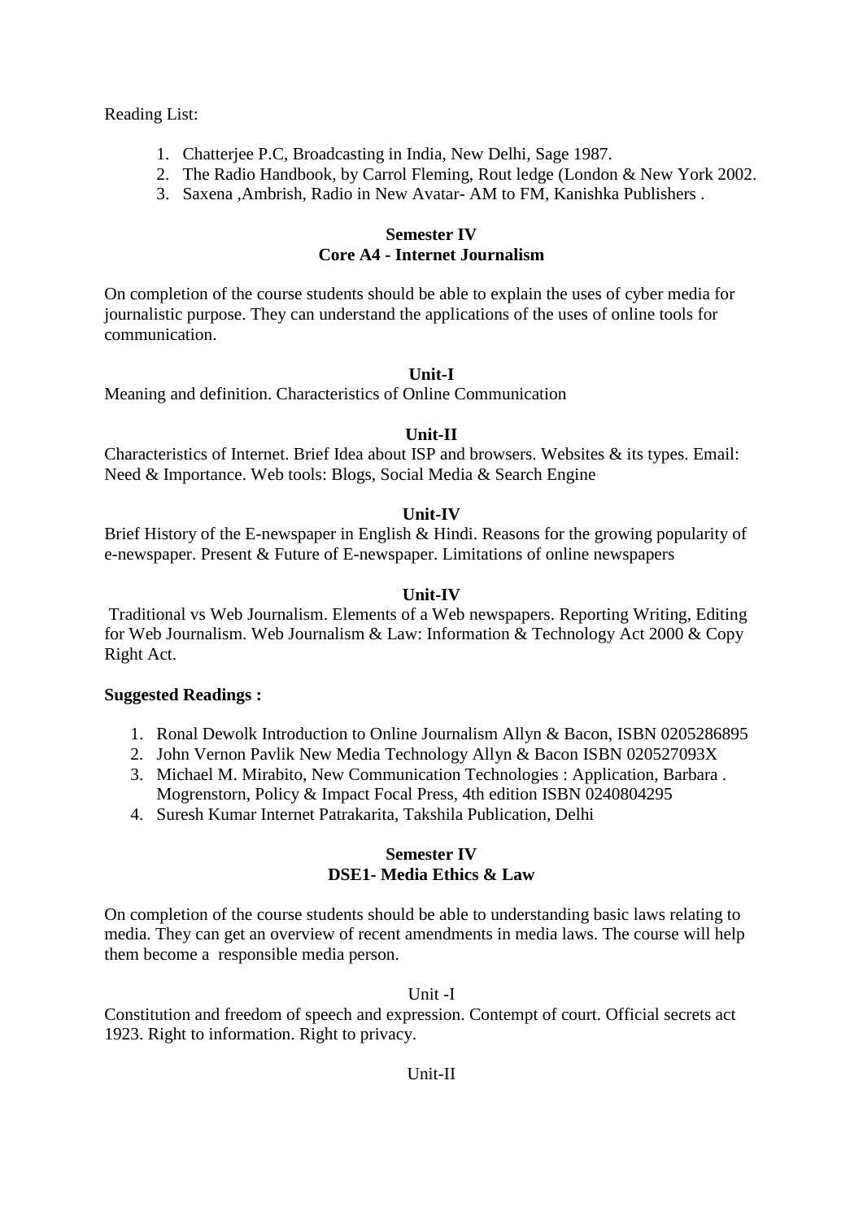Reading List:

1. Chatterjee P.C, Broadcasting in India, New Delhi, Sage 1987.
2. The Radio Handbook, by Carrol Fleming, Rout ledge (London & New York 2002.
3. Saxena ,Ambrish, Radio in New Avatar- AM to FM, Kanishka Publishers .

## Semester IV
## Core A4 - Internet Journalism

On completion of the course students should be able to explain the uses of cyber media for journalistic purpose. They can understand the applications of the uses of online tools for communication.

### Unit-I

Meaning and definition. Characteristics of Online Communication

### Unit-II

Characteristics of Internet. Brief Idea about ISP and browsers. Websites & its types. Email: Need & Importance. Web tools: Blogs, Social Media & Search Engine

### Unit-IV

Brief History of the E-newspaper in English & Hindi. Reasons for the growing popularity of e-newspaper. Present & Future of E-newspaper. Limitations of online newspapers

### Unit-IV

Traditional vs Web Journalism. Elements of a Web newspapers. Reporting Writing, Editing for Web Journalism. Web Journalism & Law: Information & Technology Act 2000 & Copy Right Act.

**Suggested Readings :**

1. Ronal Dewolk Introduction to Online Journalism Allyn & Bacon, ISBN 0205286895
2. John Vernon Pavlik New Media Technology Allyn & Bacon ISBN 020527093X
3. Michael M. Mirabito, New Communication Technologies : Application, Barbara . Mogrenstorn, Policy & Impact Focal Press, 4th edition ISBN 0240804295
4. Suresh Kumar Internet Patrakarita, Takshila Publication, Delhi

## Semester IV
## DSE1- Media Ethics & Law

On completion of the course students should be able to understanding basic laws relating to media. They can get an overview of recent amendments in media laws. The course will help them become a responsible media person.

Unit -I

Constitution and freedom of speech and expression. Contempt of court. Official secrets act 1923. Right to information. Right to privacy.

Unit-II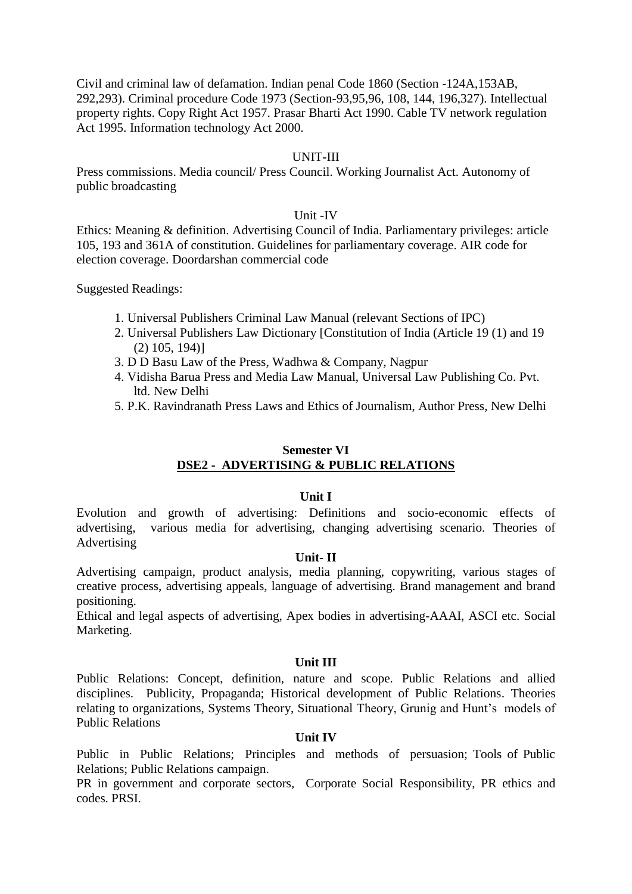Civil and criminal law of defamation. Indian penal Code 1860 (Section -124A,153AB, 292,293). Criminal procedure Code 1973 (Section-93,95,96, 108, 144, 196,327). Intellectual property rights. Copy Right Act 1957. Prasar Bharti Act 1990. Cable TV network regulation Act 1995. Information technology Act 2000.

UNIT-III

Press commissions. Media council/ Press Council. Working Journalist Act. Autonomy of public broadcasting

Unit -IV

Ethics: Meaning & definition. Advertising Council of India. Parliamentary privileges: article 105, 193 and 361A of constitution. Guidelines for parliamentary coverage. AIR code for election coverage. Doordarshan commercial code

Suggested Readings:

1. Universal Publishers Criminal Law Manual (relevant Sections of IPC)
2. Universal Publishers Law Dictionary [Constitution of India (Article 19 (1) and 19 (2) 105, 194)]
3. D D Basu Law of the Press, Wadhwa & Company, Nagpur
4. Vidisha Barua Press and Media Law Manual, Universal Law Publishing Co. Pvt. ltd. New Delhi
5. P.K. Ravindranath Press Laws and Ethics of Journalism, Author Press, New Delhi

## Semester VI

## DSE2 - ADVERTISING & PUBLIC RELATIONS

### Unit I

Evolution and growth of advertising: Definitions and socio-economic effects of advertising, various media for advertising, changing advertising scenario. Theories of Advertising

### Unit- II

Advertising campaign, product analysis, media planning, copywriting, various stages of creative process, advertising appeals, language of advertising. Brand management and brand positioning.

Ethical and legal aspects of advertising, Apex bodies in advertising-AAAI, ASCI etc. Social Marketing.

### Unit III

Public Relations: Concept, definition, nature and scope. Public Relations and allied disciplines. Publicity, Propaganda; Historical development of Public Relations. Theories relating to organizations, Systems Theory, Situational Theory, Grunig and Hunt's models of Public Relations

### Unit IV

Public in Public Relations; Principles and methods of persuasion; Tools of Public Relations; Public Relations campaign.

PR in government and corporate sectors, Corporate Social Responsibility, PR ethics and codes. PRSI.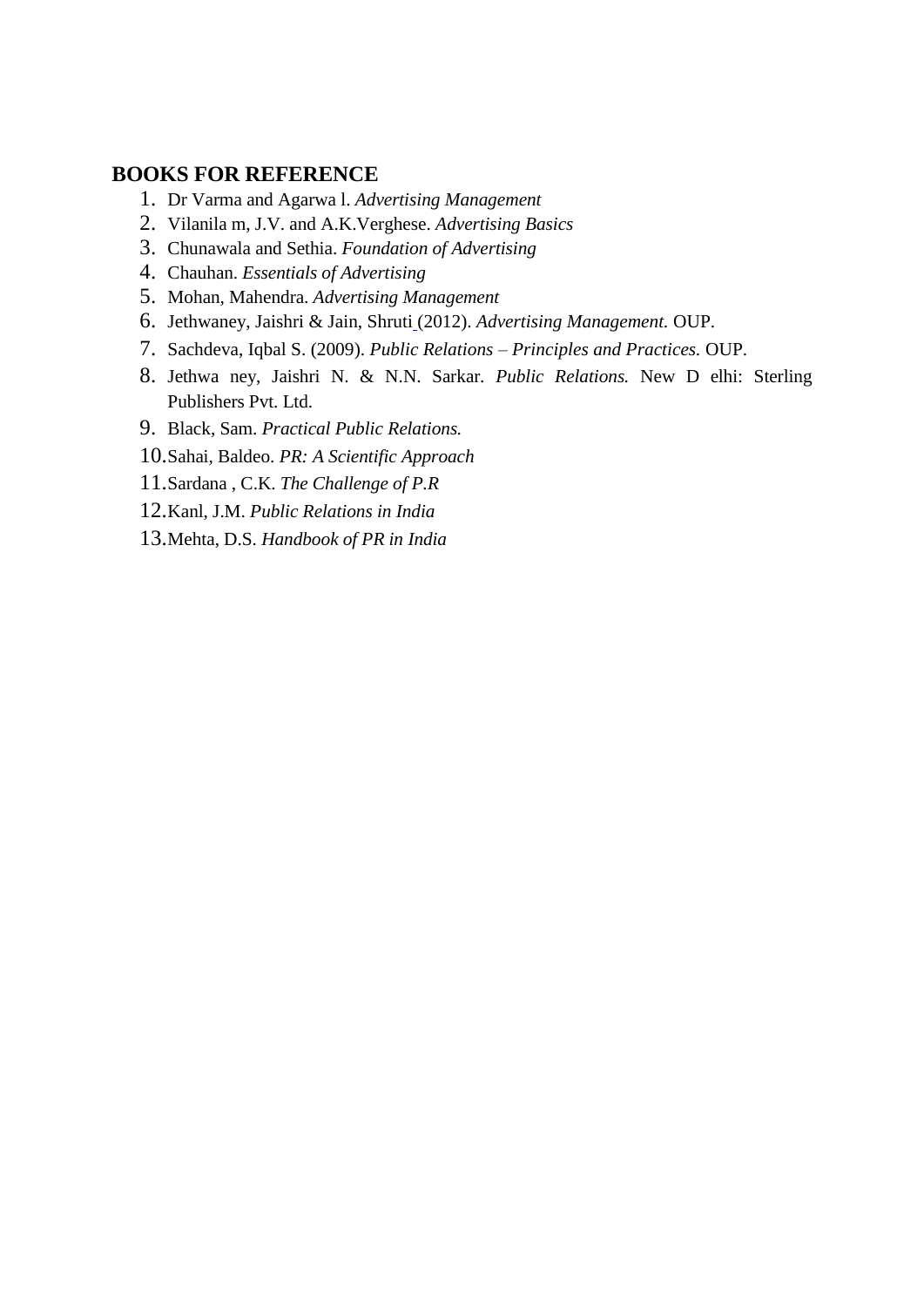**BOOKS FOR REFERENCE**

1. Dr Varma and Agarwa l. *Advertising Management*
2. Vilanila m, J.V. and A.K.Verghese. *Advertising Basics*
3. Chunawala and Sethia. *Foundation of Advertising*
4. Chauhan. *Essentials of Advertising*
5. Mohan, Mahendra. *Advertising Management*
6. Jethwaney, Jaishri & Jain, Shruti (2012). *Advertising Management.* OUP.
7. Sachdeva, Iqbal S. (2009). *Public Relations – Principles and Practices.* OUP.
8. Jethwa ney, Jaishri N. & N.N. Sarkar. *Public Relations.* New D elhi: Sterling Publishers Pvt. Ltd.
9. Black, Sam. *Practical Public Relations.*
10. Sahai, Baldeo. *PR: A Scientific Approach*
11. Sardana , C.K. *The Challenge of P.R*
12. Kanl, J.M. *Public Relations in India*
13. Mehta, D.S. *Handbook of PR in India*